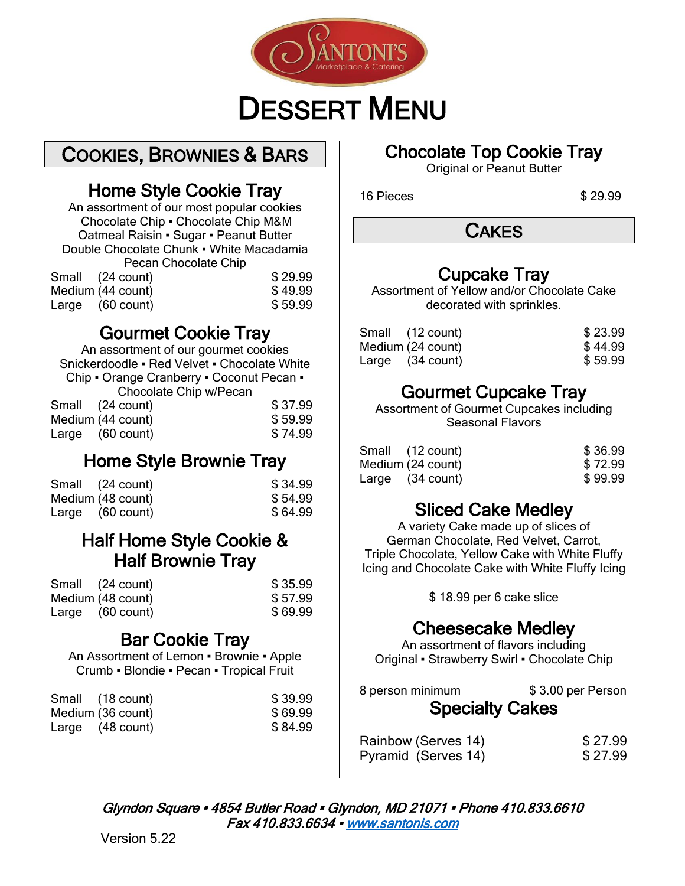# DESSERT MENU

## COOKIES, BROWNIES & BARS

### Home Style Cookie Tray

An assortment of our most popular cookies
Chocolate Chip ▪ Chocolate Chip M&M
Oatmeal Raisin ▪ Sugar ▪ Peanut Butter
Double Chocolate Chunk ▪ White Macadamia
Pecan Chocolate Chip

| Size | Price |
|---|---|
| Small (24 count) | $ 29.99 |
| Medium (44 count) | $ 49.99 |
| Large (60 count) | $ 59.99 |

### Gourmet Cookie Tray

An assortment of our gourmet cookies
Snickerdoodle ▪ Red Velvet ▪ Chocolate White Chip ▪ Orange Cranberry ▪ Coconut Pecan ▪ Chocolate Chip w/Pecan

| Size | Price |
|---|---|
| Small (24 count) | $ 37.99 |
| Medium (44 count) | $ 59.99 |
| Large (60 count) | $ 74.99 |

### Home Style Brownie Tray

| Size | Price |
|---|---|
| Small (24 count) | $ 34.99 |
| Medium (48 count) | $ 54.99 |
| Large (60 count) | $ 64.99 |

### Half Home Style Cookie & Half Brownie Tray

| Size | Price |
|---|---|
| Small (24 count) | $ 35.99 |
| Medium (48 count) | $ 57.99 |
| Large (60 count) | $ 69.99 |

### Bar Cookie Tray

An Assortment of Lemon ▪ Brownie ▪ Apple Crumb ▪ Blondie ▪ Pecan ▪ Tropical Fruit

| Size | Price |
|---|---|
| Small (18 count) | $ 39.99 |
| Medium (36 count) | $ 69.99 |
| Large (48 count) | $ 84.99 |

### Chocolate Top Cookie Tray

Original or Peanut Butter

| Size | Price |
|---|---|
| 16 Pieces | $ 29.99 |

## CAKES

### Cupcake Tray

Assortment of Yellow and/or Chocolate Cake decorated with sprinkles.

| Size | Price |
|---|---|
| Small (12 count) | $ 23.99 |
| Medium (24 count) | $ 44.99 |
| Large (34 count) | $ 59.99 |

### Gourmet Cupcake Tray

Assortment of Gourmet Cupcakes including Seasonal Flavors

| Size | Price |
|---|---|
| Small (12 count) | $ 36.99 |
| Medium (24 count) | $ 72.99 |
| Large (34 count) | $ 99.99 |

### Sliced Cake Medley

A variety Cake made up of slices of German Chocolate, Red Velvet, Carrot, Triple Chocolate, Yellow Cake with White Fluffy Icing and Chocolate Cake with White Fluffy Icing

$ 18.99 per 6 cake slice

### Cheesecake Medley

An assortment of flavors including
Original ▪ Strawberry Swirl ▪ Chocolate Chip

8 person minimum — $ 3.00 per Person

### Specialty Cakes

| Cake | Price |
|---|---|
| Rainbow (Serves 14) | $ 27.99 |
| Pyramid (Serves 14) | $ 27.99 |

*Glyndon Square ▪ 4854 Butler Road ▪ Glyndon, MD 21071 ▪ Phone 410.833.6610*
*Fax 410.833.6634 ▪ www.santonis.com*

Version 5.22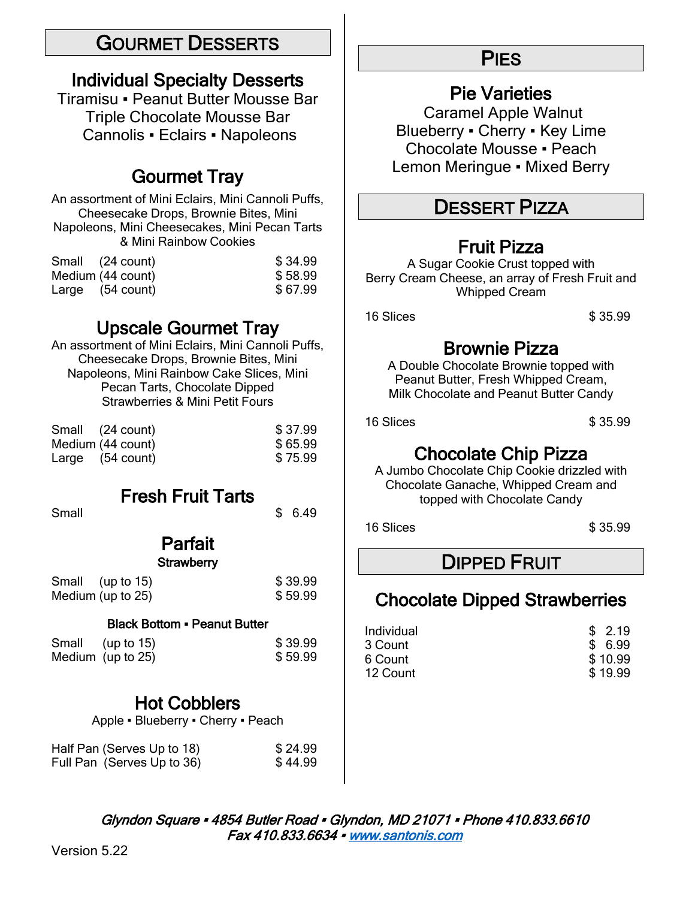## GOURMET DESSERTS

### Individual Specialty Desserts

Tiramisu ▪ Peanut Butter Mousse Bar
Triple Chocolate Mousse Bar
Cannolis ▪ Eclairs ▪ Napoleons

### Gourmet Tray

An assortment of Mini Eclairs, Mini Cannoli Puffs, Cheesecake Drops, Brownie Bites, Mini Napoleons, Mini Cheesecakes, Mini Pecan Tarts & Mini Rainbow Cookies

| | |
|---|---|
| Small (24 count) | $ 34.99 |
| Medium (44 count) | $ 58.99 |
| Large (54 count) | $ 67.99 |

### Upscale Gourmet Tray

An assortment of Mini Eclairs, Mini Cannoli Puffs, Cheesecake Drops, Brownie Bites, Mini Napoleons, Mini Rainbow Cake Slices, Mini Pecan Tarts, Chocolate Dipped Strawberries & Mini Petit Fours

| | |
|---|---|
| Small (24 count) | $ 37.99 |
| Medium (44 count) | $ 65.99 |
| Large (54 count) | $ 75.99 |

### Fresh Fruit Tarts

| | |
|---|---|
| Small | $ 6.49 |

### Parfait

**Strawberry**

| | |
|---|---|
| Small (up to 15) | $ 39.99 |
| Medium (up to 25) | $ 59.99 |

**Black Bottom ▪ Peanut Butter**

| | |
|---|---|
| Small (up to 15) | $ 39.99 |
| Medium (up to 25) | $ 59.99 |

### Hot Cobblers

Apple ▪ Blueberry ▪ Cherry ▪ Peach

| | |
|---|---|
| Half Pan (Serves Up to 18) | $ 24.99 |
| Full Pan (Serves Up to 36) | $ 44.99 |

## PIES

### Pie Varieties

Caramel Apple Walnut
Blueberry ▪ Cherry ▪ Key Lime
Chocolate Mousse ▪ Peach
Lemon Meringue ▪ Mixed Berry

## DESSERT PIZZA

### Fruit Pizza

A Sugar Cookie Crust topped with Berry Cream Cheese, an array of Fresh Fruit and Whipped Cream

| | |
|---|---|
| 16 Slices | $ 35.99 |

### Brownie Pizza

A Double Chocolate Brownie topped with Peanut Butter, Fresh Whipped Cream, Milk Chocolate and Peanut Butter Candy

| | |
|---|---|
| 16 Slices | $ 35.99 |

### Chocolate Chip Pizza

A Jumbo Chocolate Chip Cookie drizzled with Chocolate Ganache, Whipped Cream and topped with Chocolate Candy

| | |
|---|---|
| 16 Slices | $ 35.99 |

## DIPPED FRUIT

### Chocolate Dipped Strawberries

| | |
|---|---|
| Individual | $ 2.19 |
| 3 Count | $ 6.99 |
| 6 Count | $ 10.99 |
| 12 Count | $ 19.99 |

***Glyndon Square ▪ 4854 Butler Road ▪ Glyndon, MD 21071 ▪ Phone 410.833.6610***
***Fax 410.833.6634 ▪ [www.santonis.com](http://www.santonis.com)***

Version 5.22